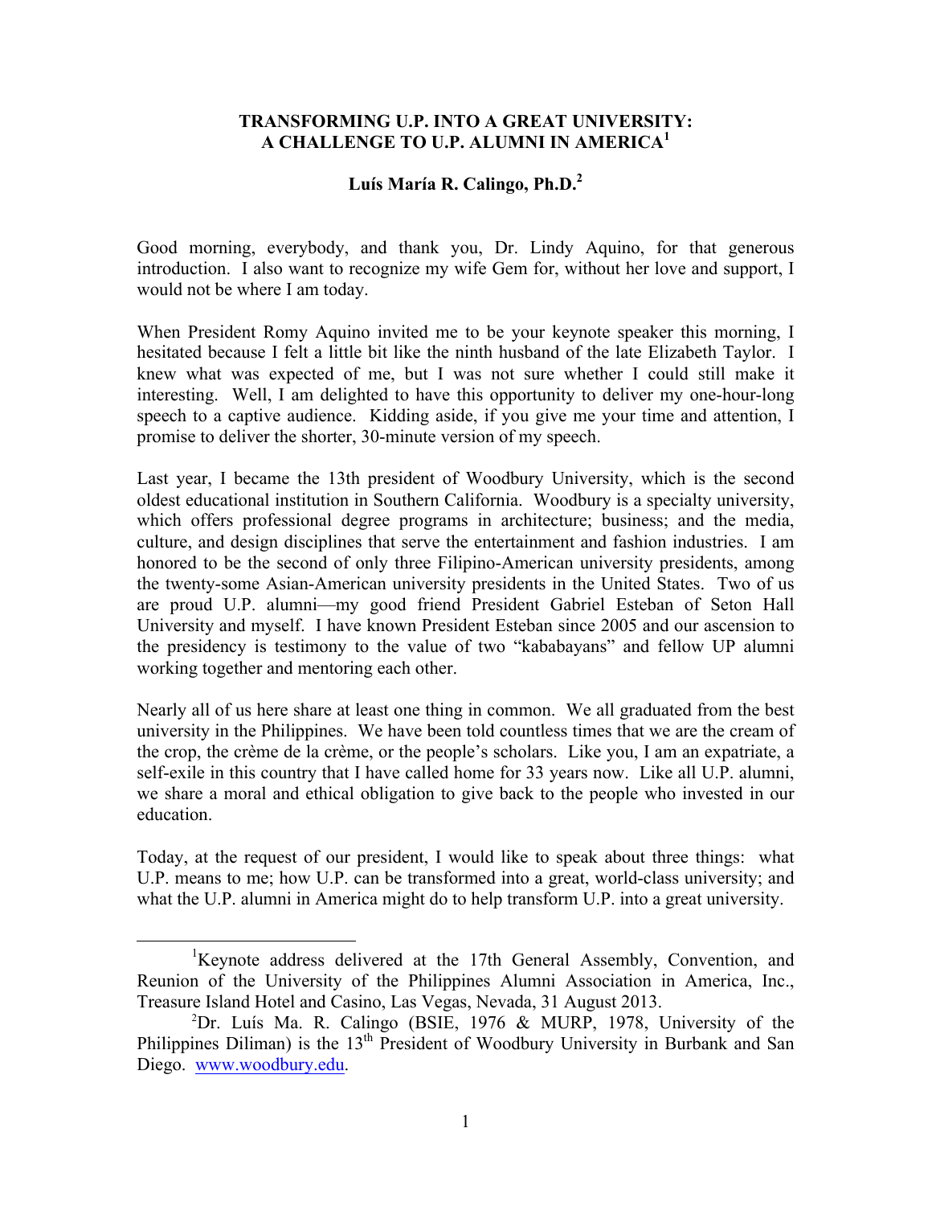# TRANSFORMING U.P. INTO A GREAT UNIVERSITY: A CHALLENGE TO U.P. ALUMNI IN AMERICA[1]

## Luís María R. Calingo, Ph.D.[2]

Good morning, everybody, and thank you, Dr. Lindy Aquino, for that generous introduction. I also want to recognize my wife Gem for, without her love and support, I would not be where I am today.

When President Romy Aquino invited me to be your keynote speaker this morning, I hesitated because I felt a little bit like the ninth husband of the late Elizabeth Taylor. I knew what was expected of me, but I was not sure whether I could still make it interesting. Well, I am delighted to have this opportunity to deliver my one-hour-long speech to a captive audience. Kidding aside, if you give me your time and attention, I promise to deliver the shorter, 30-minute version of my speech.

Last year, I became the 13th president of Woodbury University, which is the second oldest educational institution in Southern California. Woodbury is a specialty university, which offers professional degree programs in architecture; business; and the media, culture, and design disciplines that serve the entertainment and fashion industries. I am honored to be the second of only three Filipino-American university presidents, among the twenty-some Asian-American university presidents in the United States. Two of us are proud U.P. alumni—my good friend President Gabriel Esteban of Seton Hall University and myself. I have known President Esteban since 2005 and our ascension to the presidency is testimony to the value of two "kababayans" and fellow UP alumni working together and mentoring each other.

Nearly all of us here share at least one thing in common. We all graduated from the best university in the Philippines. We have been told countless times that we are the cream of the crop, the crème de la crème, or the people's scholars. Like you, I am an expatriate, a self-exile in this country that I have called home for 33 years now. Like all U.P. alumni, we share a moral and ethical obligation to give back to the people who invested in our education.

Today, at the request of our president, I would like to speak about three things: what U.P. means to me; how U.P. can be transformed into a great, world-class university; and what the U.P. alumni in America might do to help transform U.P. into a great university.

---

[1] Keynote address delivered at the 17th General Assembly, Convention, and Reunion of the University of the Philippines Alumni Association in America, Inc., Treasure Island Hotel and Casino, Las Vegas, Nevada, 31 August 2013.

[2] Dr. Luís Ma. R. Calingo (BSIE, 1976 & MURP, 1978, University of the Philippines Diliman) is the 13th President of Woodbury University in Burbank and San Diego. www.woodbury.edu.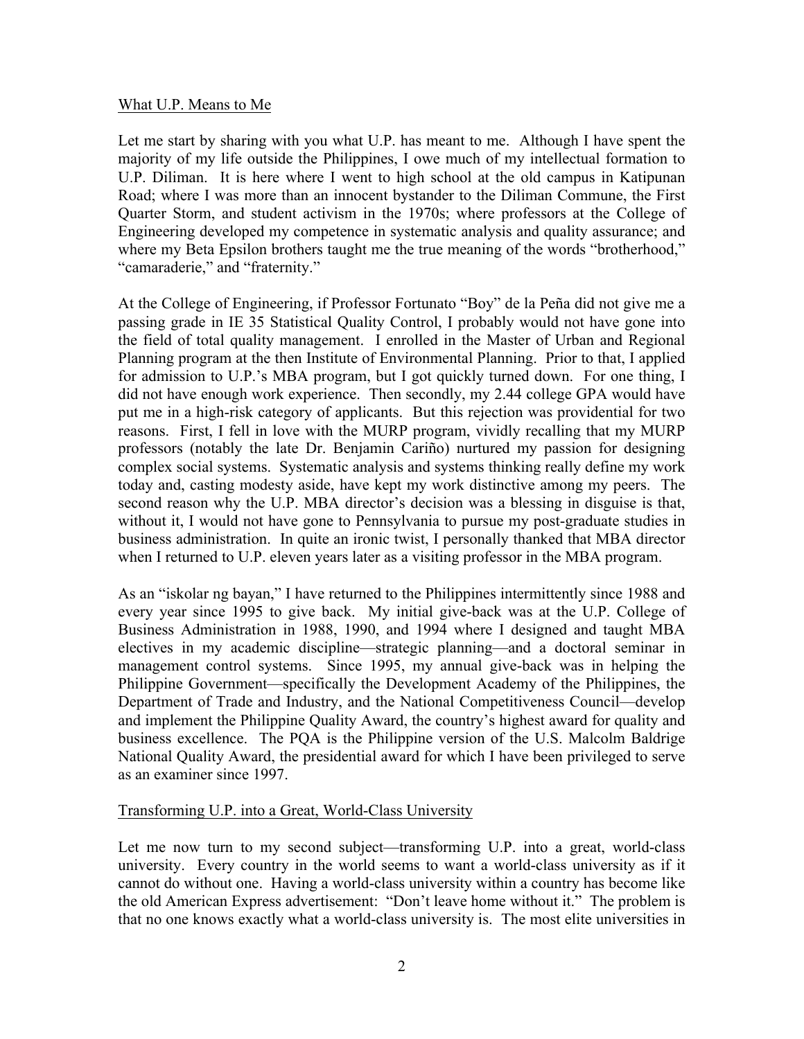## What U.P. Means to Me

Let me start by sharing with you what U.P. has meant to me. Although I have spent the majority of my life outside the Philippines, I owe much of my intellectual formation to U.P. Diliman. It is here where I went to high school at the old campus in Katipunan Road; where I was more than an innocent bystander to the Diliman Commune, the First Quarter Storm, and student activism in the 1970s; where professors at the College of Engineering developed my competence in systematic analysis and quality assurance; and where my Beta Epsilon brothers taught me the true meaning of the words "brotherhood," "camaraderie," and "fraternity."

At the College of Engineering, if Professor Fortunato "Boy" de la Peña did not give me a passing grade in IE 35 Statistical Quality Control, I probably would not have gone into the field of total quality management. I enrolled in the Master of Urban and Regional Planning program at the then Institute of Environmental Planning. Prior to that, I applied for admission to U.P.'s MBA program, but I got quickly turned down. For one thing, I did not have enough work experience. Then secondly, my 2.44 college GPA would have put me in a high-risk category of applicants. But this rejection was providential for two reasons. First, I fell in love with the MURP program, vividly recalling that my MURP professors (notably the late Dr. Benjamin Cariño) nurtured my passion for designing complex social systems. Systematic analysis and systems thinking really define my work today and, casting modesty aside, have kept my work distinctive among my peers. The second reason why the U.P. MBA director's decision was a blessing in disguise is that, without it, I would not have gone to Pennsylvania to pursue my post-graduate studies in business administration. In quite an ironic twist, I personally thanked that MBA director when I returned to U.P. eleven years later as a visiting professor in the MBA program.

As an "iskolar ng bayan," I have returned to the Philippines intermittently since 1988 and every year since 1995 to give back. My initial give-back was at the U.P. College of Business Administration in 1988, 1990, and 1994 where I designed and taught MBA electives in my academic discipline—strategic planning—and a doctoral seminar in management control systems. Since 1995, my annual give-back was in helping the Philippine Government—specifically the Development Academy of the Philippines, the Department of Trade and Industry, and the National Competitiveness Council—develop and implement the Philippine Quality Award, the country's highest award for quality and business excellence. The PQA is the Philippine version of the U.S. Malcolm Baldrige National Quality Award, the presidential award for which I have been privileged to serve as an examiner since 1997.

## Transforming U.P. into a Great, World-Class University

Let me now turn to my second subject—transforming U.P. into a great, world-class university. Every country in the world seems to want a world-class university as if it cannot do without one. Having a world-class university within a country has become like the old American Express advertisement: "Don't leave home without it." The problem is that no one knows exactly what a world-class university is. The most elite universities in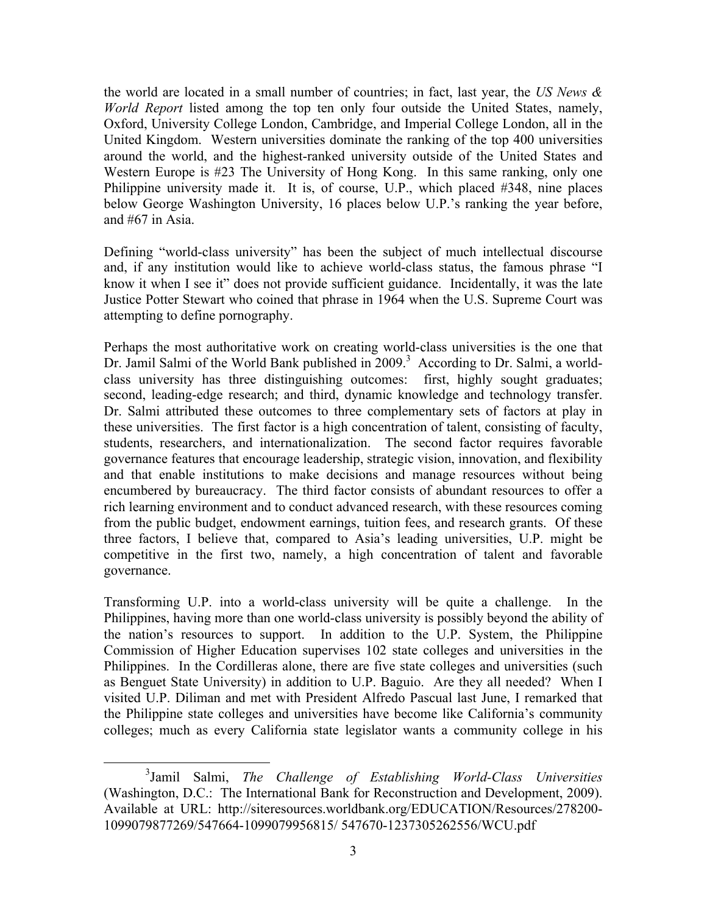the world are located in a small number of countries; in fact, last year, the *US News & World Report* listed among the top ten only four outside the United States, namely, Oxford, University College London, Cambridge, and Imperial College London, all in the United Kingdom. Western universities dominate the ranking of the top 400 universities around the world, and the highest-ranked university outside of the United States and Western Europe is #23 The University of Hong Kong. In this same ranking, only one Philippine university made it. It is, of course, U.P., which placed #348, nine places below George Washington University, 16 places below U.P.'s ranking the year before, and #67 in Asia.

Defining "world-class university" has been the subject of much intellectual discourse and, if any institution would like to achieve world-class status, the famous phrase "I know it when I see it" does not provide sufficient guidance. Incidentally, it was the late Justice Potter Stewart who coined that phrase in 1964 when the U.S. Supreme Court was attempting to define pornography.

Perhaps the most authoritative work on creating world-class universities is the one that Dr. Jamil Salmi of the World Bank published in 2009.[3] According to Dr. Salmi, a world-class university has three distinguishing outcomes: first, highly sought graduates; second, leading-edge research; and third, dynamic knowledge and technology transfer. Dr. Salmi attributed these outcomes to three complementary sets of factors at play in these universities. The first factor is a high concentration of talent, consisting of faculty, students, researchers, and internationalization. The second factor requires favorable governance features that encourage leadership, strategic vision, innovation, and flexibility and that enable institutions to make decisions and manage resources without being encumbered by bureaucracy. The third factor consists of abundant resources to offer a rich learning environment and to conduct advanced research, with these resources coming from the public budget, endowment earnings, tuition fees, and research grants. Of these three factors, I believe that, compared to Asia's leading universities, U.P. might be competitive in the first two, namely, a high concentration of talent and favorable governance.

Transforming U.P. into a world-class university will be quite a challenge. In the Philippines, having more than one world-class university is possibly beyond the ability of the nation's resources to support. In addition to the U.P. System, the Philippine Commission of Higher Education supervises 102 state colleges and universities in the Philippines. In the Cordilleras alone, there are five state colleges and universities (such as Benguet State University) in addition to U.P. Baguio. Are they all needed? When I visited U.P. Diliman and met with President Alfredo Pascual last June, I remarked that the Philippine state colleges and universities have become like California's community colleges; much as every California state legislator wants a community college in his

[3] Jamil Salmi, *The Challenge of Establishing World-Class Universities* (Washington, D.C.: The International Bank for Reconstruction and Development, 2009). Available at URL: http://siteresources.worldbank.org/EDUCATION/Resources/278200-1099079877269/547664-1099079956815/ 547670-1237305262556/WCU.pdf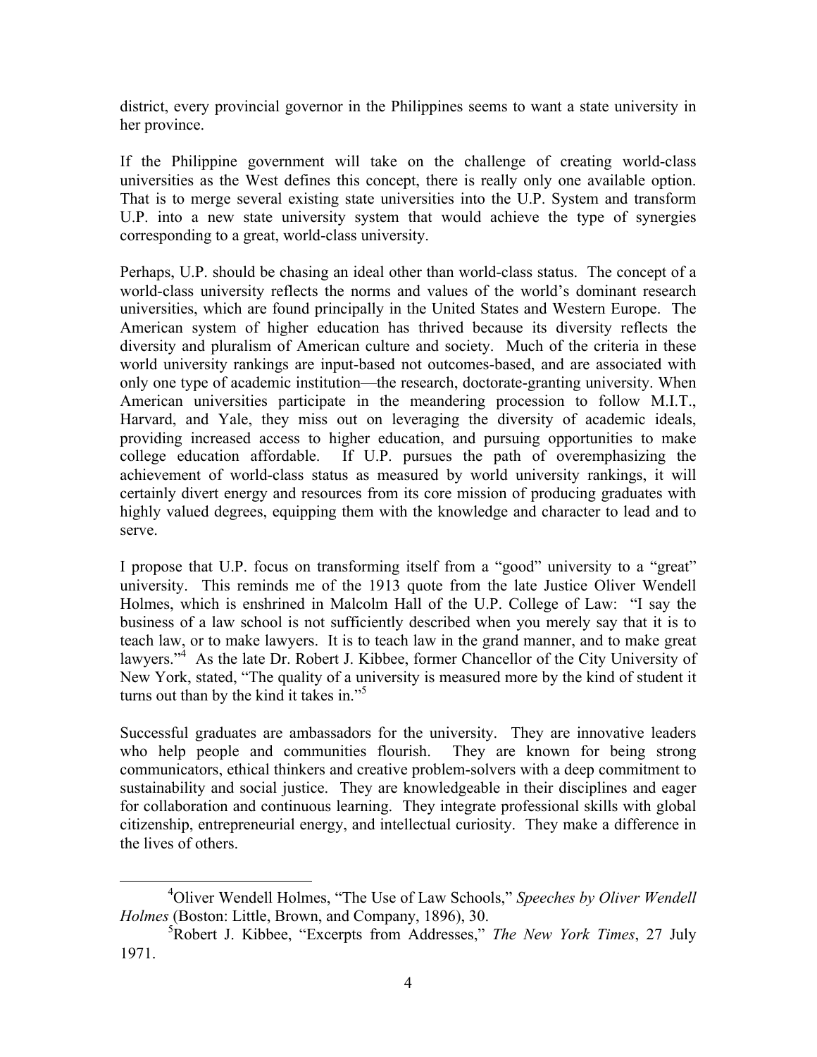district, every provincial governor in the Philippines seems to want a state university in her province.

If the Philippine government will take on the challenge of creating world-class universities as the West defines this concept, there is really only one available option. That is to merge several existing state universities into the U.P. System and transform U.P. into a new state university system that would achieve the type of synergies corresponding to a great, world-class university.

Perhaps, U.P. should be chasing an ideal other than world-class status. The concept of a world-class university reflects the norms and values of the world's dominant research universities, which are found principally in the United States and Western Europe. The American system of higher education has thrived because its diversity reflects the diversity and pluralism of American culture and society. Much of the criteria in these world university rankings are input-based not outcomes-based, and are associated with only one type of academic institution—the research, doctorate-granting university. When American universities participate in the meandering procession to follow M.I.T., Harvard, and Yale, they miss out on leveraging the diversity of academic ideals, providing increased access to higher education, and pursuing opportunities to make college education affordable. If U.P. pursues the path of overemphasizing the achievement of world-class status as measured by world university rankings, it will certainly divert energy and resources from its core mission of producing graduates with highly valued degrees, equipping them with the knowledge and character to lead and to serve.

I propose that U.P. focus on transforming itself from a "good" university to a "great" university. This reminds me of the 1913 quote from the late Justice Oliver Wendell Holmes, which is enshrined in Malcolm Hall of the U.P. College of Law: "I say the business of a law school is not sufficiently described when you merely say that it is to teach law, or to make lawyers. It is to teach law in the grand manner, and to make great lawyers."[4] As the late Dr. Robert J. Kibbee, former Chancellor of the City University of New York, stated, "The quality of a university is measured more by the kind of student it turns out than by the kind it takes in."[5]

Successful graduates are ambassadors for the university. They are innovative leaders who help people and communities flourish. They are known for being strong communicators, ethical thinkers and creative problem-solvers with a deep commitment to sustainability and social justice. They are knowledgeable in their disciplines and eager for collaboration and continuous learning. They integrate professional skills with global citizenship, entrepreneurial energy, and intellectual curiosity. They make a difference in the lives of others.

---

[4] Oliver Wendell Holmes, "The Use of Law Schools," *Speeches by Oliver Wendell Holmes* (Boston: Little, Brown, and Company, 1896), 30.

[5] Robert J. Kibbee, "Excerpts from Addresses," *The New York Times*, 27 July 1971.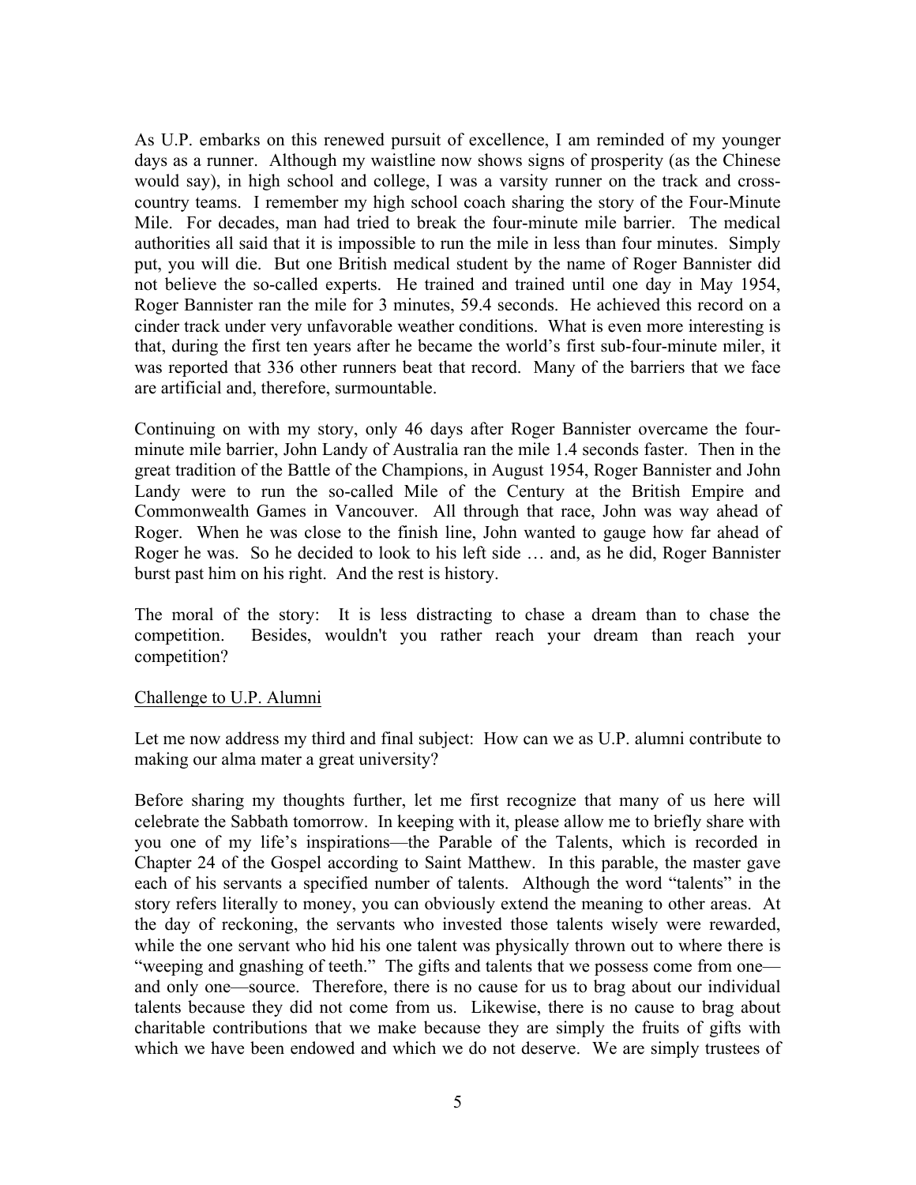As U.P. embarks on this renewed pursuit of excellence, I am reminded of my younger days as a runner. Although my waistline now shows signs of prosperity (as the Chinese would say), in high school and college, I was a varsity runner on the track and cross-country teams. I remember my high school coach sharing the story of the Four-Minute Mile. For decades, man had tried to break the four-minute mile barrier. The medical authorities all said that it is impossible to run the mile in less than four minutes. Simply put, you will die. But one British medical student by the name of Roger Bannister did not believe the so-called experts. He trained and trained until one day in May 1954, Roger Bannister ran the mile for 3 minutes, 59.4 seconds. He achieved this record on a cinder track under very unfavorable weather conditions. What is even more interesting is that, during the first ten years after he became the world's first sub-four-minute miler, it was reported that 336 other runners beat that record. Many of the barriers that we face are artificial and, therefore, surmountable.

Continuing on with my story, only 46 days after Roger Bannister overcame the four-minute mile barrier, John Landy of Australia ran the mile 1.4 seconds faster. Then in the great tradition of the Battle of the Champions, in August 1954, Roger Bannister and John Landy were to run the so-called Mile of the Century at the British Empire and Commonwealth Games in Vancouver. All through that race, John was way ahead of Roger. When he was close to the finish line, John wanted to gauge how far ahead of Roger he was. So he decided to look to his left side … and, as he did, Roger Bannister burst past him on his right. And the rest is history.

The moral of the story: It is less distracting to chase a dream than to chase the competition. Besides, wouldn't you rather reach your dream than reach your competition?

<u>Challenge to U.P. Alumni</u>

Let me now address my third and final subject: How can we as U.P. alumni contribute to making our alma mater a great university?

Before sharing my thoughts further, let me first recognize that many of us here will celebrate the Sabbath tomorrow. In keeping with it, please allow me to briefly share with you one of my life's inspirations—the Parable of the Talents, which is recorded in Chapter 24 of the Gospel according to Saint Matthew. In this parable, the master gave each of his servants a specified number of talents. Although the word "talents" in the story refers literally to money, you can obviously extend the meaning to other areas. At the day of reckoning, the servants who invested those talents wisely were rewarded, while the one servant who hid his one talent was physically thrown out to where there is "weeping and gnashing of teeth." The gifts and talents that we possess come from one—and only one—source. Therefore, there is no cause for us to brag about our individual talents because they did not come from us. Likewise, there is no cause to brag about charitable contributions that we make because they are simply the fruits of gifts with which we have been endowed and which we do not deserve. We are simply trustees of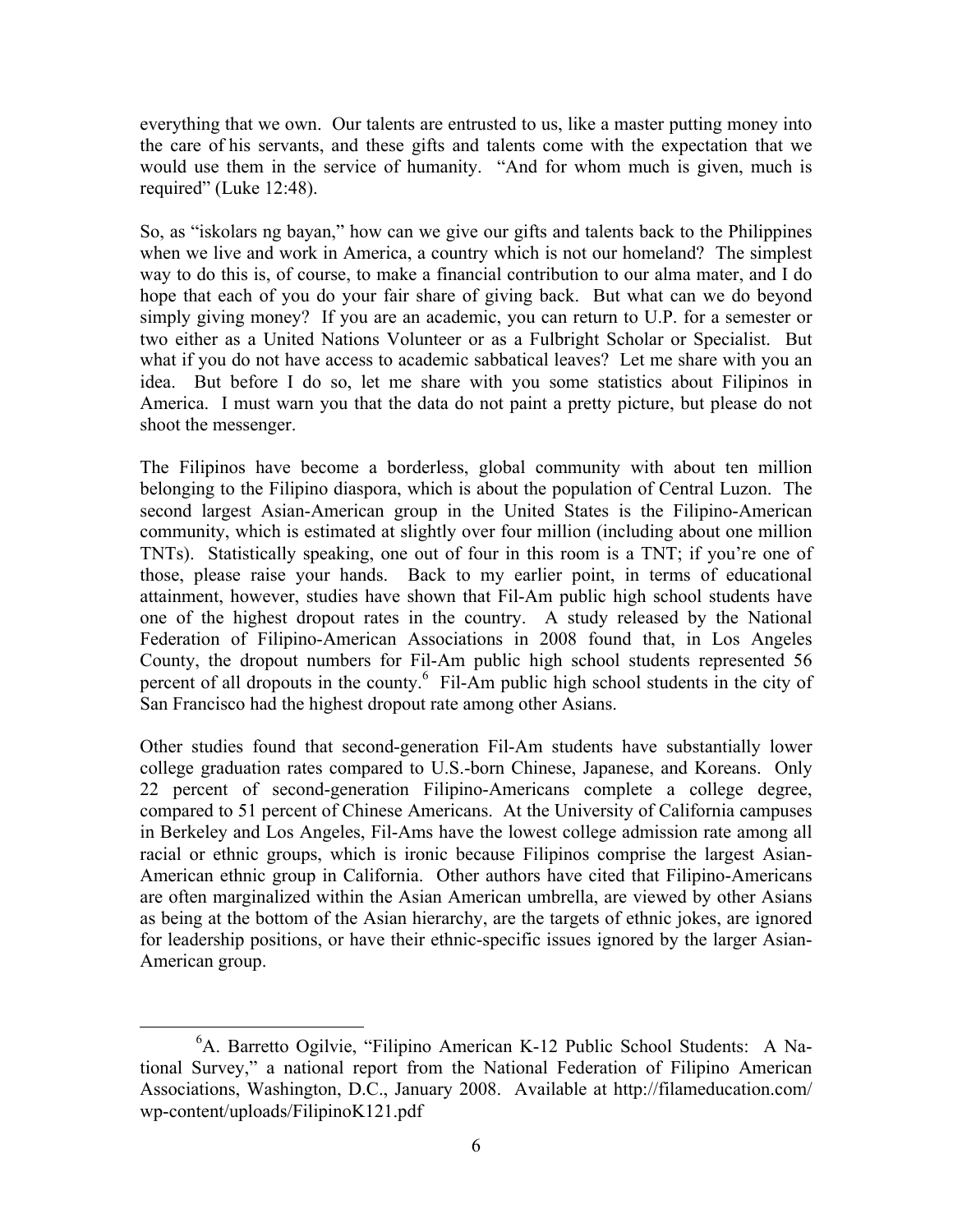everything that we own. Our talents are entrusted to us, like a master putting money into the care of his servants, and these gifts and talents come with the expectation that we would use them in the service of humanity. "And for whom much is given, much is required" (Luke 12:48).

So, as "iskolars ng bayan," how can we give our gifts and talents back to the Philippines when we live and work in America, a country which is not our homeland? The simplest way to do this is, of course, to make a financial contribution to our alma mater, and I do hope that each of you do your fair share of giving back. But what can we do beyond simply giving money? If you are an academic, you can return to U.P. for a semester or two either as a United Nations Volunteer or as a Fulbright Scholar or Specialist. But what if you do not have access to academic sabbatical leaves? Let me share with you an idea. But before I do so, let me share with you some statistics about Filipinos in America. I must warn you that the data do not paint a pretty picture, but please do not shoot the messenger.

The Filipinos have become a borderless, global community with about ten million belonging to the Filipino diaspora, which is about the population of Central Luzon. The second largest Asian-American group in the United States is the Filipino-American community, which is estimated at slightly over four million (including about one million TNTs). Statistically speaking, one out of four in this room is a TNT; if you're one of those, please raise your hands. Back to my earlier point, in terms of educational attainment, however, studies have shown that Fil-Am public high school students have one of the highest dropout rates in the country. A study released by the National Federation of Filipino-American Associations in 2008 found that, in Los Angeles County, the dropout numbers for Fil-Am public high school students represented 56 percent of all dropouts in the county.[6] Fil-Am public high school students in the city of San Francisco had the highest dropout rate among other Asians.

Other studies found that second-generation Fil-Am students have substantially lower college graduation rates compared to U.S.-born Chinese, Japanese, and Koreans. Only 22 percent of second-generation Filipino-Americans complete a college degree, compared to 51 percent of Chinese Americans. At the University of California campuses in Berkeley and Los Angeles, Fil-Ams have the lowest college admission rate among all racial or ethnic groups, which is ironic because Filipinos comprise the largest Asian-American ethnic group in California. Other authors have cited that Filipino-Americans are often marginalized within the Asian American umbrella, are viewed by other Asians as being at the bottom of the Asian hierarchy, are the targets of ethnic jokes, are ignored for leadership positions, or have their ethnic-specific issues ignored by the larger Asian-American group.

---

[6] A. Barretto Ogilvie, "Filipino American K-12 Public School Students: A National Survey," a national report from the National Federation of Filipino American Associations, Washington, D.C., January 2008. Available at http://filameducation.com/wp-content/uploads/FilipinoK121.pdf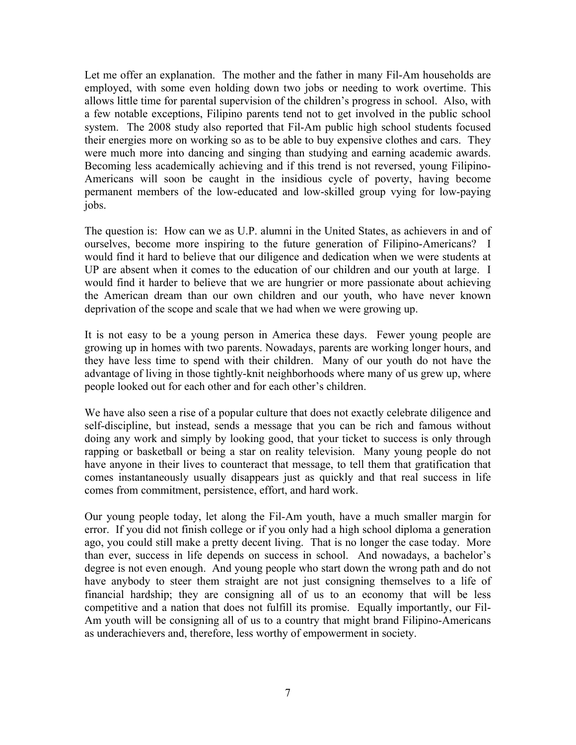Let me offer an explanation. The mother and the father in many Fil-Am households are employed, with some even holding down two jobs or needing to work overtime. This allows little time for parental supervision of the children's progress in school. Also, with a few notable exceptions, Filipino parents tend not to get involved in the public school system. The 2008 study also reported that Fil-Am public high school students focused their energies more on working so as to be able to buy expensive clothes and cars. They were much more into dancing and singing than studying and earning academic awards. Becoming less academically achieving and if this trend is not reversed, young Filipino-Americans will soon be caught in the insidious cycle of poverty, having become permanent members of the low-educated and low-skilled group vying for low-paying jobs.

The question is: How can we as U.P. alumni in the United States, as achievers in and of ourselves, become more inspiring to the future generation of Filipino-Americans? I would find it hard to believe that our diligence and dedication when we were students at UP are absent when it comes to the education of our children and our youth at large. I would find it harder to believe that we are hungrier or more passionate about achieving the American dream than our own children and our youth, who have never known deprivation of the scope and scale that we had when we were growing up.

It is not easy to be a young person in America these days. Fewer young people are growing up in homes with two parents. Nowadays, parents are working longer hours, and they have less time to spend with their children. Many of our youth do not have the advantage of living in those tightly-knit neighborhoods where many of us grew up, where people looked out for each other and for each other's children.

We have also seen a rise of a popular culture that does not exactly celebrate diligence and self-discipline, but instead, sends a message that you can be rich and famous without doing any work and simply by looking good, that your ticket to success is only through rapping or basketball or being a star on reality television. Many young people do not have anyone in their lives to counteract that message, to tell them that gratification that comes instantaneously usually disappears just as quickly and that real success in life comes from commitment, persistence, effort, and hard work.

Our young people today, let along the Fil-Am youth, have a much smaller margin for error. If you did not finish college or if you only had a high school diploma a generation ago, you could still make a pretty decent living. That is no longer the case today. More than ever, success in life depends on success in school. And nowadays, a bachelor's degree is not even enough. And young people who start down the wrong path and do not have anybody to steer them straight are not just consigning themselves to a life of financial hardship; they are consigning all of us to an economy that will be less competitive and a nation that does not fulfill its promise. Equally importantly, our Fil-Am youth will be consigning all of us to a country that might brand Filipino-Americans as underachievers and, therefore, less worthy of empowerment in society.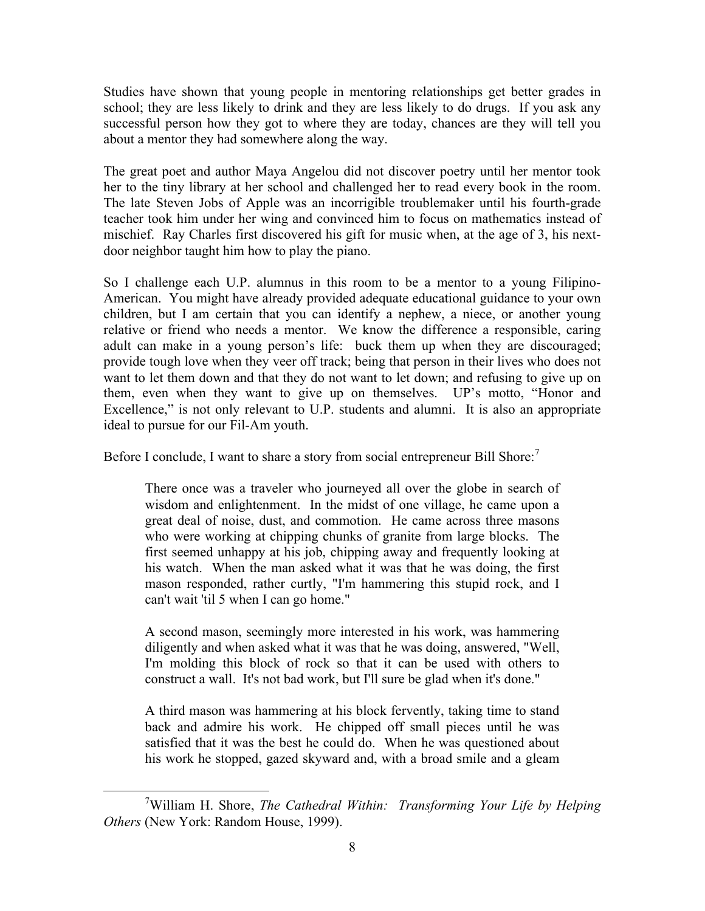Studies have shown that young people in mentoring relationships get better grades in school; they are less likely to drink and they are less likely to do drugs. If you ask any successful person how they got to where they are today, chances are they will tell you about a mentor they had somewhere along the way.

The great poet and author Maya Angelou did not discover poetry until her mentor took her to the tiny library at her school and challenged her to read every book in the room. The late Steven Jobs of Apple was an incorrigible troublemaker until his fourth-grade teacher took him under her wing and convinced him to focus on mathematics instead of mischief. Ray Charles first discovered his gift for music when, at the age of 3, his next-door neighbor taught him how to play the piano.

So I challenge each U.P. alumnus in this room to be a mentor to a young Filipino-American. You might have already provided adequate educational guidance to your own children, but I am certain that you can identify a nephew, a niece, or another young relative or friend who needs a mentor. We know the difference a responsible, caring adult can make in a young person's life: buck them up when they are discouraged; provide tough love when they veer off track; being that person in their lives who does not want to let them down and that they do not want to let down; and refusing to give up on them, even when they want to give up on themselves. UP's motto, "Honor and Excellence," is not only relevant to U.P. students and alumni. It is also an appropriate ideal to pursue for our Fil-Am youth.

Before I conclude, I want to share a story from social entrepreneur Bill Shore:[7]

> There once was a traveler who journeyed all over the globe in search of wisdom and enlightenment. In the midst of one village, he came upon a great deal of noise, dust, and commotion. He came across three masons who were working at chipping chunks of granite from large blocks. The first seemed unhappy at his job, chipping away and frequently looking at his watch. When the man asked what it was that he was doing, the first mason responded, rather curtly, "I'm hammering this stupid rock, and I can't wait 'til 5 when I can go home."
>
> A second mason, seemingly more interested in his work, was hammering diligently and when asked what it was that he was doing, answered, "Well, I'm molding this block of rock so that it can be used with others to construct a wall. It's not bad work, but I'll sure be glad when it's done."
>
> A third mason was hammering at his block fervently, taking time to stand back and admire his work. He chipped off small pieces until he was satisfied that it was the best he could do. When he was questioned about his work he stopped, gazed skyward and, with a broad smile and a gleam

[7] William H. Shore, *The Cathedral Within: Transforming Your Life by Helping Others* (New York: Random House, 1999).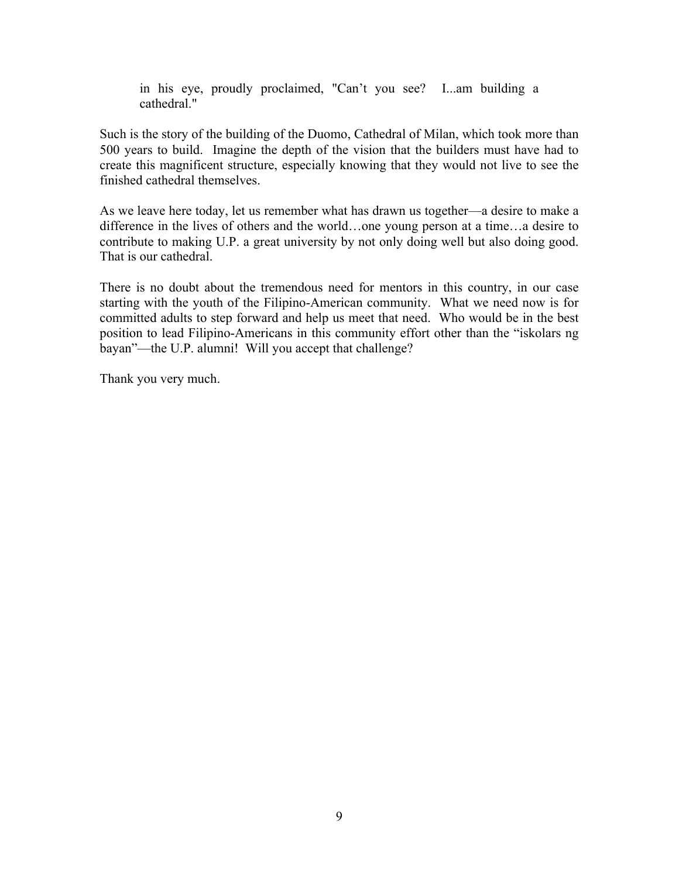> in his eye, proudly proclaimed, "Can't you see? I...am building a cathedral."

Such is the story of the building of the Duomo, Cathedral of Milan, which took more than 500 years to build. Imagine the depth of the vision that the builders must have had to create this magnificent structure, especially knowing that they would not live to see the finished cathedral themselves.

As we leave here today, let us remember what has drawn us together—a desire to make a difference in the lives of others and the world…one young person at a time…a desire to contribute to making U.P. a great university by not only doing well but also doing good. That is our cathedral.

There is no doubt about the tremendous need for mentors in this country, in our case starting with the youth of the Filipino-American community. What we need now is for committed adults to step forward and help us meet that need. Who would be in the best position to lead Filipino-Americans in this community effort other than the "iskolars ng bayan"—the U.P. alumni! Will you accept that challenge?

Thank you very much.